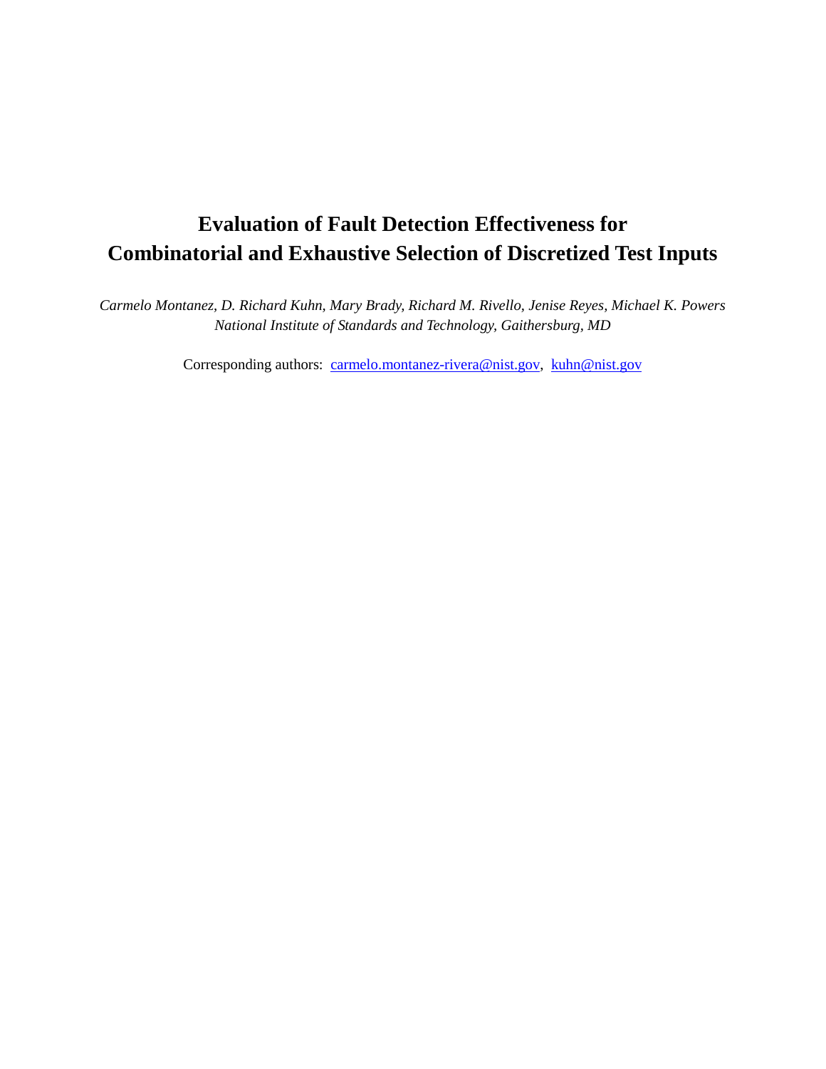# Evaluation of Fault Detection Effectiveness for Combinatorial and Exhaustive Selection of Discretized Test Inputs

*Carmelo Montanez, D. Richard Kuhn, Mary Brady, Richard M. Rivello, Jenise Reyes, Michael K. Powers*
*National Institute of Standards and Technology, Gaithersburg, MD*

Corresponding authors: carmelo.montanez-rivera@nist.gov, kuhn@nist.gov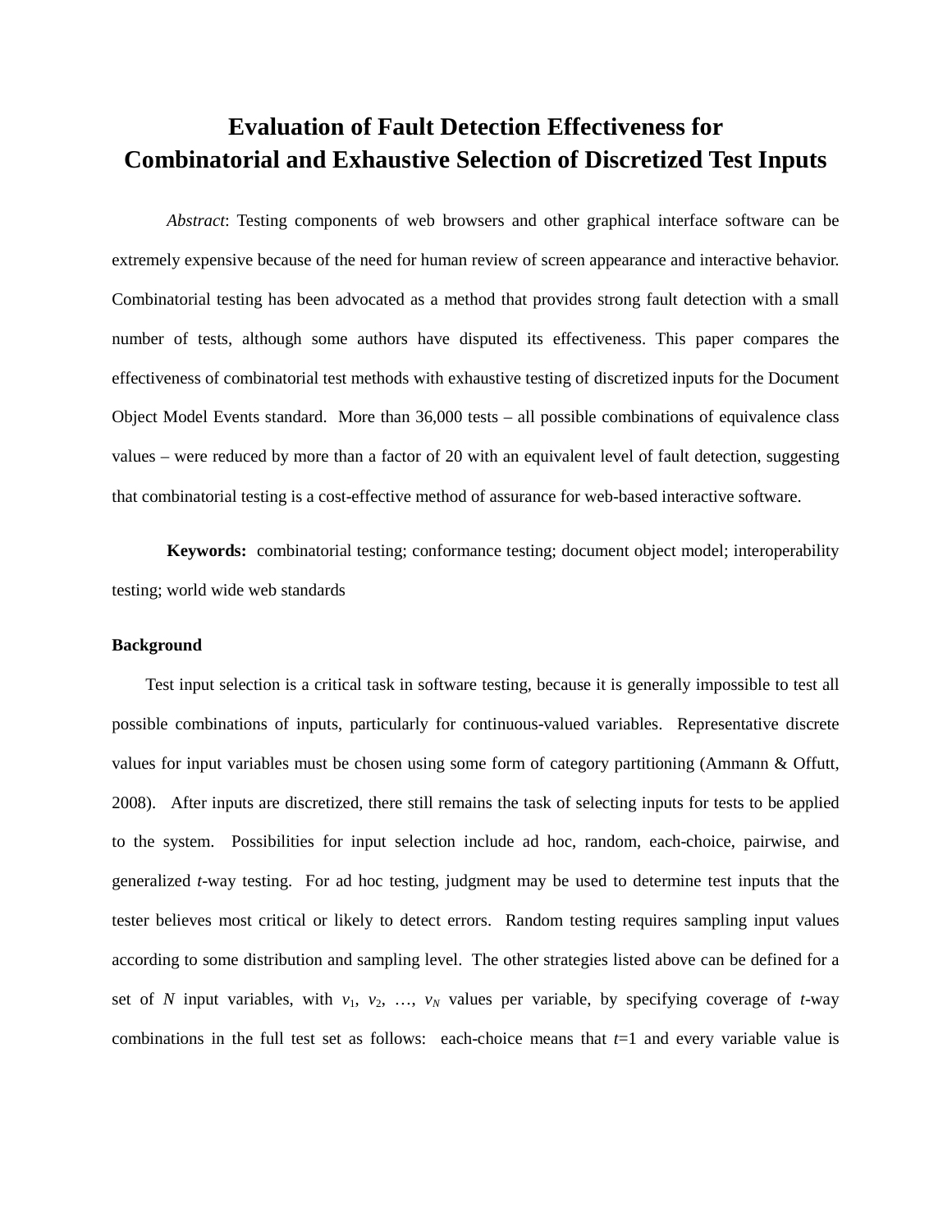# Evaluation of Fault Detection Effectiveness for Combinatorial and Exhaustive Selection of Discretized Test Inputs

*Abstract*: Testing components of web browsers and other graphical interface software can be extremely expensive because of the need for human review of screen appearance and interactive behavior. Combinatorial testing has been advocated as a method that provides strong fault detection with a small number of tests, although some authors have disputed its effectiveness. This paper compares the effectiveness of combinatorial test methods with exhaustive testing of discretized inputs for the Document Object Model Events standard. More than 36,000 tests – all possible combinations of equivalence class values – were reduced by more than a factor of 20 with an equivalent level of fault detection, suggesting that combinatorial testing is a cost-effective method of assurance for web-based interactive software.

**Keywords:** combinatorial testing; conformance testing; document object model; interoperability testing; world wide web standards

**Background**

Test input selection is a critical task in software testing, because it is generally impossible to test all possible combinations of inputs, particularly for continuous-valued variables. Representative discrete values for input variables must be chosen using some form of category partitioning (Ammann & Offutt, 2008). After inputs are discretized, there still remains the task of selecting inputs for tests to be applied to the system. Possibilities for input selection include ad hoc, random, each-choice, pairwise, and generalized $t$-way testing. For ad hoc testing, judgment may be used to determine test inputs that the tester believes most critical or likely to detect errors. Random testing requires sampling input values according to some distribution and sampling level. The other strategies listed above can be defined for a set of $N$ input variables, with $v_1$, $v_2$, …, $v_N$ values per variable, by specifying coverage of $t$-way combinations in the full test set as follows: each-choice means that $t$=1 and every variable value is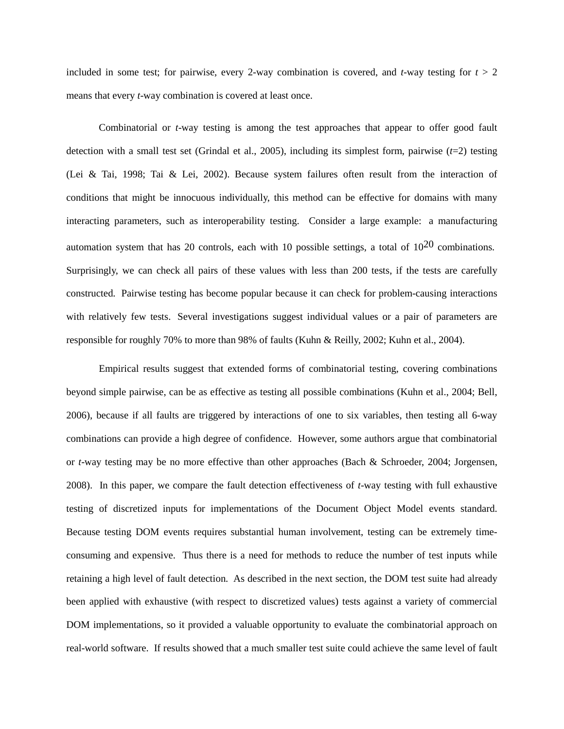included in some test; for pairwise, every 2-way combination is covered, and *t*-way testing for $t > 2$ means that every *t*-way combination is covered at least once.

Combinatorial or *t*-way testing is among the test approaches that appear to offer good fault detection with a small test set (Grindal et al., 2005), including its simplest form, pairwise ($t$=2) testing (Lei & Tai, 1998; Tai & Lei, 2002). Because system failures often result from the interaction of conditions that might be innocuous individually, this method can be effective for domains with many interacting parameters, such as interoperability testing. Consider a large example: a manufacturing automation system that has 20 controls, each with 10 possible settings, a total of $10^{20}$ combinations. Surprisingly, we can check all pairs of these values with less than 200 tests, if the tests are carefully constructed. Pairwise testing has become popular because it can check for problem-causing interactions with relatively few tests. Several investigations suggest individual values or a pair of parameters are responsible for roughly 70% to more than 98% of faults (Kuhn & Reilly, 2002; Kuhn et al., 2004).

Empirical results suggest that extended forms of combinatorial testing, covering combinations beyond simple pairwise, can be as effective as testing all possible combinations (Kuhn et al., 2004; Bell, 2006), because if all faults are triggered by interactions of one to six variables, then testing all 6-way combinations can provide a high degree of confidence. However, some authors argue that combinatorial or *t*-way testing may be no more effective than other approaches (Bach & Schroeder, 2004; Jorgensen, 2008). In this paper, we compare the fault detection effectiveness of *t*-way testing with full exhaustive testing of discretized inputs for implementations of the Document Object Model events standard. Because testing DOM events requires substantial human involvement, testing can be extremely time-consuming and expensive. Thus there is a need for methods to reduce the number of test inputs while retaining a high level of fault detection. As described in the next section, the DOM test suite had already been applied with exhaustive (with respect to discretized values) tests against a variety of commercial DOM implementations, so it provided a valuable opportunity to evaluate the combinatorial approach on real-world software. If results showed that a much smaller test suite could achieve the same level of fault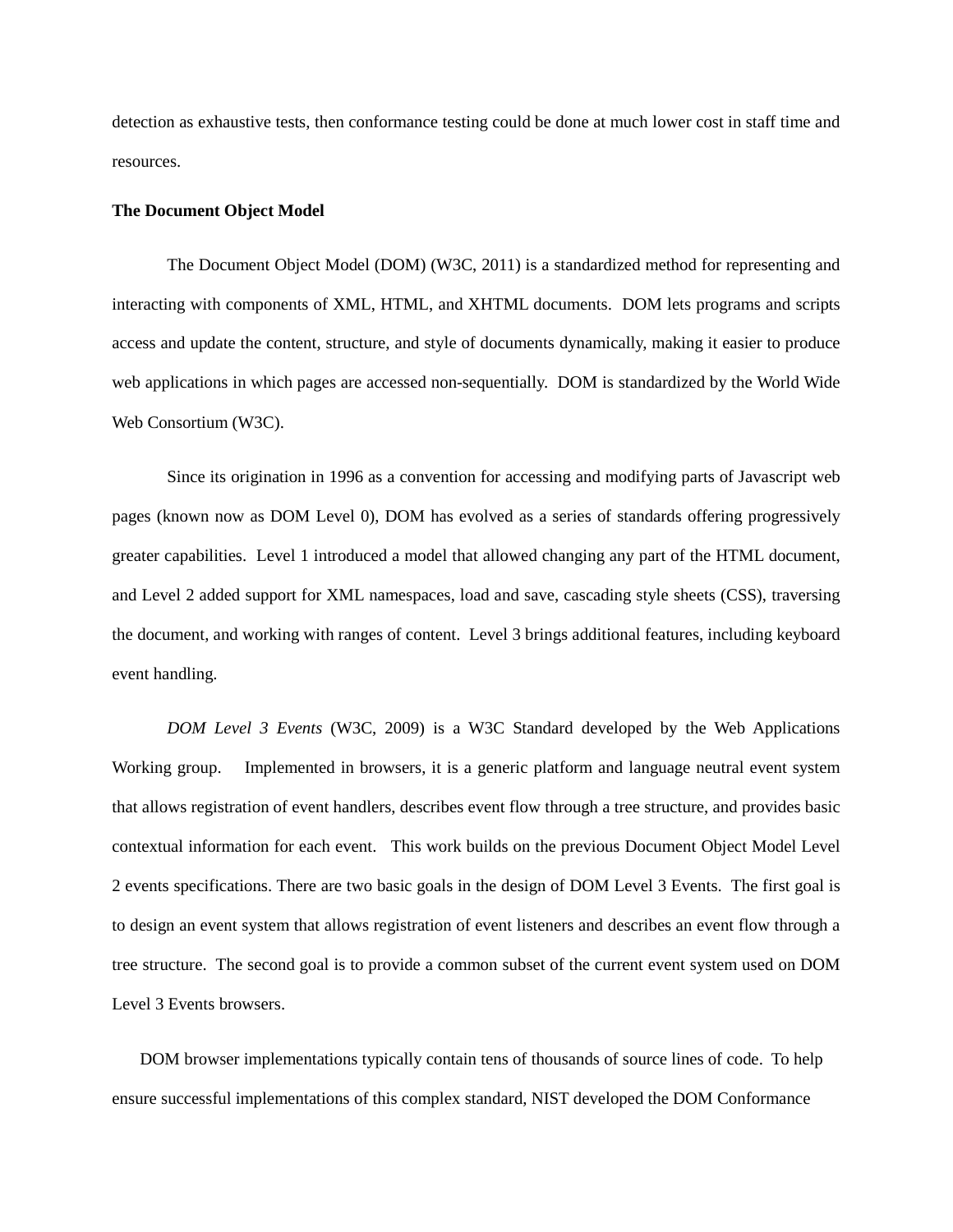detection as exhaustive tests, then conformance testing could be done at much lower cost in staff time and resources.

**The Document Object Model**

The Document Object Model (DOM) (W3C, 2011) is a standardized method for representing and interacting with components of XML, HTML, and XHTML documents. DOM lets programs and scripts access and update the content, structure, and style of documents dynamically, making it easier to produce web applications in which pages are accessed non-sequentially. DOM is standardized by the World Wide Web Consortium (W3C).

Since its origination in 1996 as a convention for accessing and modifying parts of Javascript web pages (known now as DOM Level 0), DOM has evolved as a series of standards offering progressively greater capabilities. Level 1 introduced a model that allowed changing any part of the HTML document, and Level 2 added support for XML namespaces, load and save, cascading style sheets (CSS), traversing the document, and working with ranges of content. Level 3 brings additional features, including keyboard event handling.

*DOM Level 3 Events* (W3C, 2009) is a W3C Standard developed by the Web Applications Working group. Implemented in browsers, it is a generic platform and language neutral event system that allows registration of event handlers, describes event flow through a tree structure, and provides basic contextual information for each event. This work builds on the previous Document Object Model Level 2 events specifications. There are two basic goals in the design of DOM Level 3 Events. The first goal is to design an event system that allows registration of event listeners and describes an event flow through a tree structure. The second goal is to provide a common subset of the current event system used on DOM Level 3 Events browsers.

DOM browser implementations typically contain tens of thousands of source lines of code. To help ensure successful implementations of this complex standard, NIST developed the DOM Conformance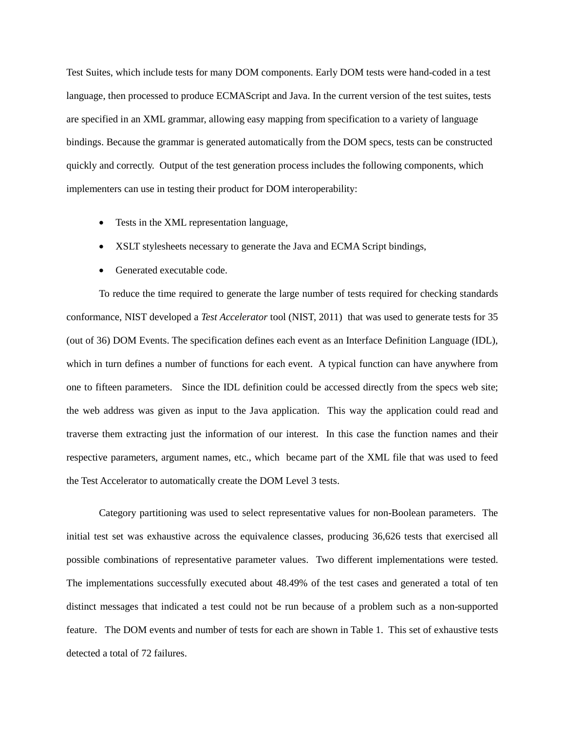Test Suites, which include tests for many DOM components. Early DOM tests were hand-coded in a test language, then processed to produce ECMAScript and Java. In the current version of the test suites, tests are specified in an XML grammar, allowing easy mapping from specification to a variety of language bindings. Because the grammar is generated automatically from the DOM specs, tests can be constructed quickly and correctly. Output of the test generation process includes the following components, which implementers can use in testing their product for DOM interoperability:

- Tests in the XML representation language,
- XSLT stylesheets necessary to generate the Java and ECMA Script bindings,
- Generated executable code.

To reduce the time required to generate the large number of tests required for checking standards conformance, NIST developed a *Test Accelerator* tool (NIST, 2011) that was used to generate tests for 35 (out of 36) DOM Events. The specification defines each event as an Interface Definition Language (IDL), which in turn defines a number of functions for each event. A typical function can have anywhere from one to fifteen parameters. Since the IDL definition could be accessed directly from the specs web site; the web address was given as input to the Java application. This way the application could read and traverse them extracting just the information of our interest. In this case the function names and their respective parameters, argument names, etc., which became part of the XML file that was used to feed the Test Accelerator to automatically create the DOM Level 3 tests.

Category partitioning was used to select representative values for non-Boolean parameters. The initial test set was exhaustive across the equivalence classes, producing 36,626 tests that exercised all possible combinations of representative parameter values. Two different implementations were tested. The implementations successfully executed about 48.49% of the test cases and generated a total of ten distinct messages that indicated a test could not be run because of a problem such as a non-supported feature. The DOM events and number of tests for each are shown in Table 1. This set of exhaustive tests detected a total of 72 failures.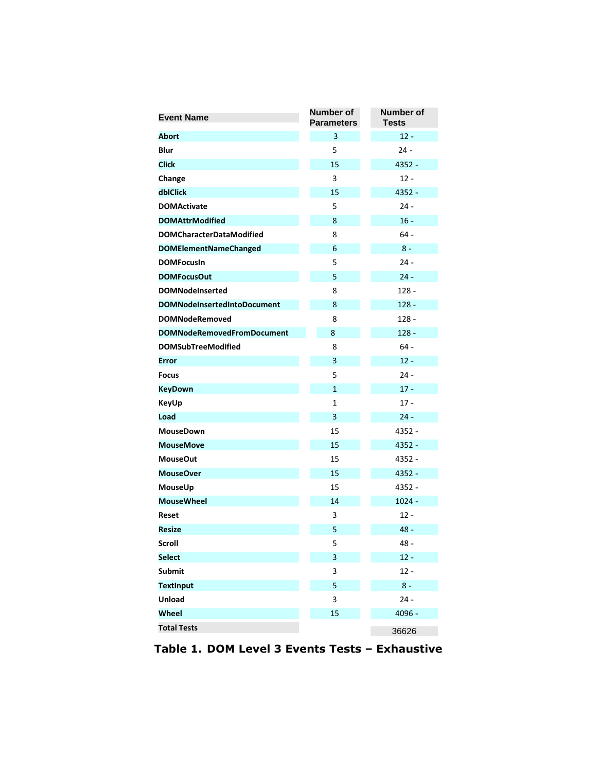| Event Name | Number of Parameters | Number of Tests |
|---|---|---|
| Abort | 3 | 12 - |
| Blur | 5 | 24 - |
| Click | 15 | 4352 - |
| Change | 3 | 12 - |
| dblClick | 15 | 4352 - |
| DOMActivate | 5 | 24 - |
| DOMAttrModified | 8 | 16 - |
| DOMCharacterDataModified | 8 | 64 - |
| DOMElementNameChanged | 6 | 8 - |
| DOMFocusIn | 5 | 24 - |
| DOMFocusOut | 5 | 24 - |
| DOMNodeInserted | 8 | 128 - |
| DOMNodeInsertedIntoDocument | 8 | 128 - |
| DOMNodeRemoved | 8 | 128 - |
| DOMNodeRemovedFromDocument | 8 | 128 - |
| DOMSubTreeModified | 8 | 64 - |
| Error | 3 | 12 - |
| Focus | 5 | 24 - |
| KeyDown | 1 | 17 - |
| KeyUp | 1 | 17 - |
| Load | 3 | 24 - |
| MouseDown | 15 | 4352 - |
| MouseMove | 15 | 4352 - |
| MouseOut | 15 | 4352 - |
| MouseOver | 15 | 4352 - |
| MouseUp | 15 | 4352 - |
| MouseWheel | 14 | 1024 - |
| Reset | 3 | 12 - |
| Resize | 5 | 48 - |
| Scroll | 5 | 48 - |
| Select | 3 | 12 - |
| Submit | 3 | 12 - |
| TextInput | 5 | 8 - |
| Unload | 3 | 24 - |
| Wheel | 15 | 4096 - |
| Total Tests | | 36626 |

**Table 1. DOM Level 3 Events Tests – Exhaustive**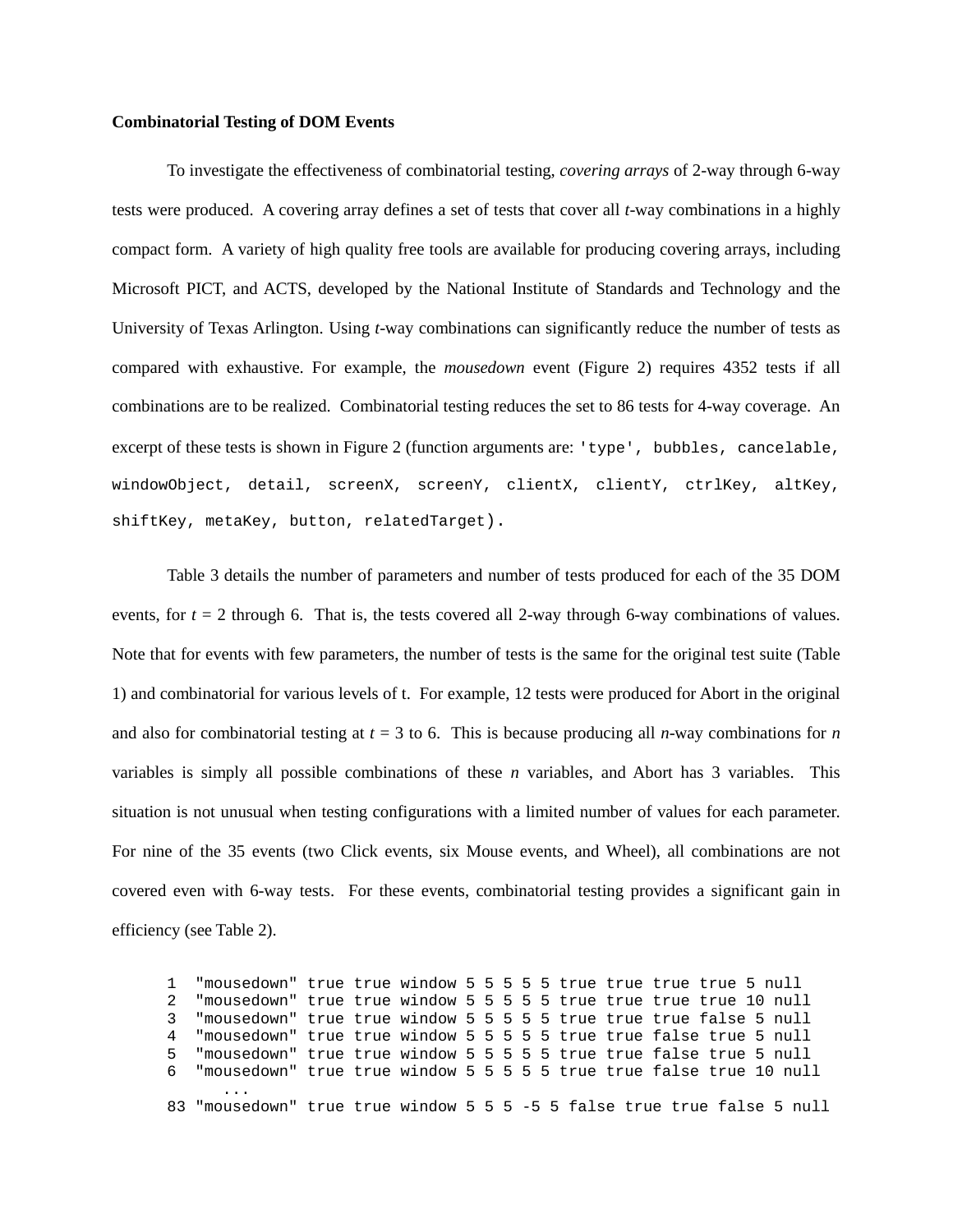**Combinatorial Testing of DOM Events**

To investigate the effectiveness of combinatorial testing, *covering arrays* of 2-way through 6-way tests were produced. A covering array defines a set of tests that cover all *t*-way combinations in a highly compact form. A variety of high quality free tools are available for producing covering arrays, including Microsoft PICT, and ACTS, developed by the National Institute of Standards and Technology and the University of Texas Arlington. Using *t*-way combinations can significantly reduce the number of tests as compared with exhaustive. For example, the *mousedown* event (Figure 2) requires 4352 tests if all combinations are to be realized. Combinatorial testing reduces the set to 86 tests for 4-way coverage. An excerpt of these tests is shown in Figure 2 (function arguments are: `'type', bubbles, cancelable, windowObject, detail, screenX, screenY, clientX, clientY, ctrlKey, altKey, shiftKey, metaKey, button, relatedTarget`).

Table 3 details the number of parameters and number of tests produced for each of the 35 DOM events, for *t* = 2 through 6. That is, the tests covered all 2-way through 6-way combinations of values. Note that for events with few parameters, the number of tests is the same for the original test suite (Table 1) and combinatorial for various levels of t. For example, 12 tests were produced for Abort in the original and also for combinatorial testing at *t* = 3 to 6. This is because producing all *n*-way combinations for *n* variables is simply all possible combinations of these *n* variables, and Abort has 3 variables. This situation is not unusual when testing configurations with a limited number of values for each parameter. For nine of the 35 events (two Click events, six Mouse events, and Wheel), all combinations are not covered even with 6-way tests. For these events, combinatorial testing provides a significant gain in efficiency (see Table 2).

```
1  "mousedown" true true window 5 5 5 5 5 true true true true 5 null
2  "mousedown" true true window 5 5 5 5 5 true true true true 10 null
3  "mousedown" true true window 5 5 5 5 5 true true true false 5 null
4  "mousedown" true true window 5 5 5 5 5 true true false true 5 null
5  "mousedown" true true window 5 5 5 5 5 true true false true 5 null
6  "mousedown" true true window 5 5 5 5 5 true true false true 10 null
     ...
83 "mousedown" true true window 5 5 5 -5 5 false true true false 5 null
```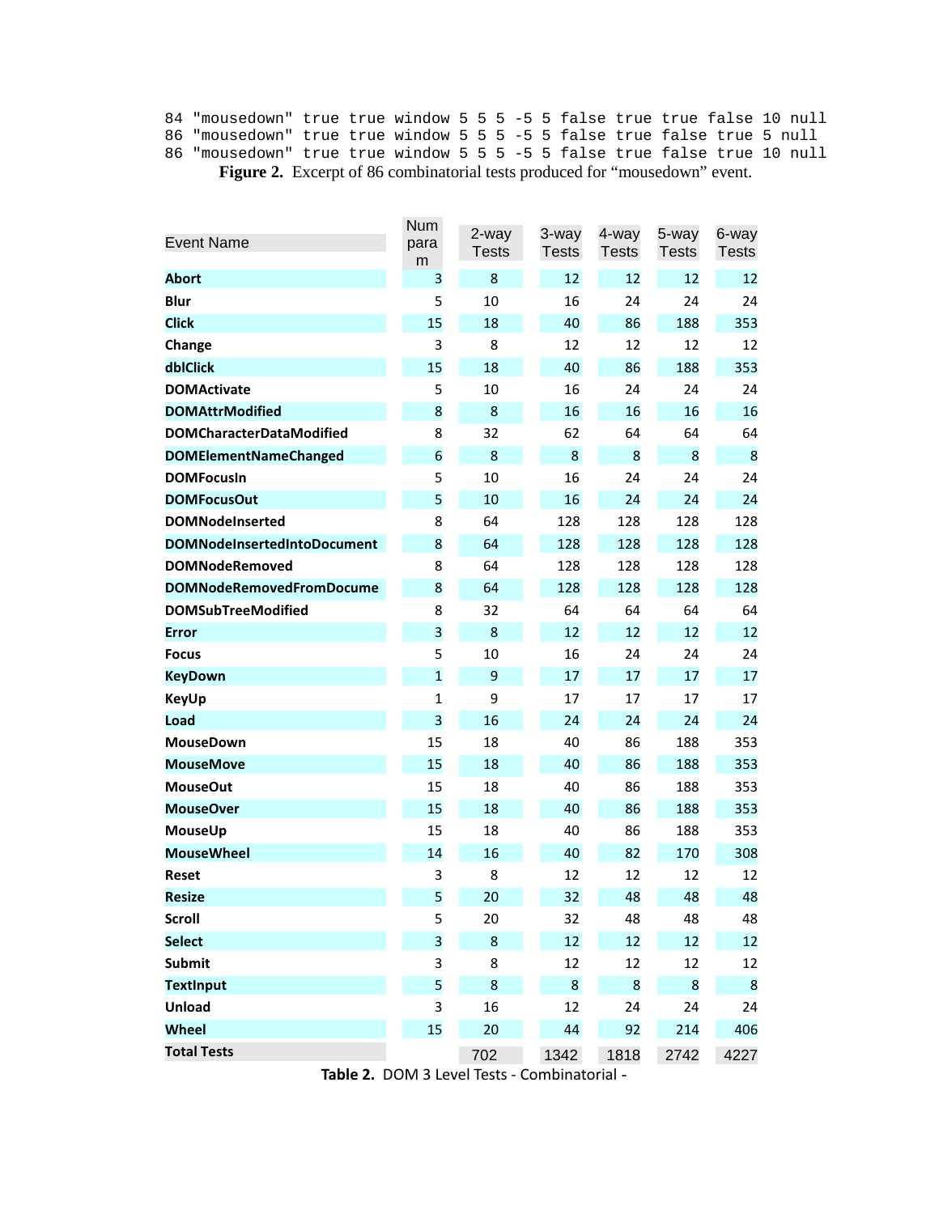```
84 "mousedown" true true window 5 5 5 -5 5 false true true false 10 null
86 "mousedown" true true window 5 5 5 -5 5 false true false true 5 null
86 "mousedown" true true window 5 5 5 -5 5 false true false true 10 null
```

**Figure 2.** Excerpt of 86 combinatorial tests produced for "mousedown" event.

| Event Name | Num param | 2-way Tests | 3-way Tests | 4-way Tests | 5-way Tests | 6-way Tests |
|---|---|---|---|---|---|---|
| **Abort** | 3 | 8 | 12 | 12 | 12 | 12 |
| **Blur** | 5 | 10 | 16 | 24 | 24 | 24 |
| **Click** | 15 | 18 | 40 | 86 | 188 | 353 |
| **Change** | 3 | 8 | 12 | 12 | 12 | 12 |
| **dblClick** | 15 | 18 | 40 | 86 | 188 | 353 |
| **DOMActivate** | 5 | 10 | 16 | 24 | 24 | 24 |
| **DOMAttrModified** | 8 | 8 | 16 | 16 | 16 | 16 |
| **DOMCharacterDataModified** | 8 | 32 | 62 | 64 | 64 | 64 |
| **DOMElementNameChanged** | 6 | 8 | 8 | 8 | 8 | 8 |
| **DOMFocusIn** | 5 | 10 | 16 | 24 | 24 | 24 |
| **DOMFocusOut** | 5 | 10 | 16 | 24 | 24 | 24 |
| **DOMNodeInserted** | 8 | 64 | 128 | 128 | 128 | 128 |
| **DOMNodeInsertedIntoDocument** | 8 | 64 | 128 | 128 | 128 | 128 |
| **DOMNodeRemoved** | 8 | 64 | 128 | 128 | 128 | 128 |
| **DOMNodeRemovedFromDocume** | 8 | 64 | 128 | 128 | 128 | 128 |
| **DOMSubTreeModified** | 8 | 32 | 64 | 64 | 64 | 64 |
| **Error** | 3 | 8 | 12 | 12 | 12 | 12 |
| **Focus** | 5 | 10 | 16 | 24 | 24 | 24 |
| **KeyDown** | 1 | 9 | 17 | 17 | 17 | 17 |
| **KeyUp** | 1 | 9 | 17 | 17 | 17 | 17 |
| **Load** | 3 | 16 | 24 | 24 | 24 | 24 |
| **MouseDown** | 15 | 18 | 40 | 86 | 188 | 353 |
| **MouseMove** | 15 | 18 | 40 | 86 | 188 | 353 |
| **MouseOut** | 15 | 18 | 40 | 86 | 188 | 353 |
| **MouseOver** | 15 | 18 | 40 | 86 | 188 | 353 |
| **MouseUp** | 15 | 18 | 40 | 86 | 188 | 353 |
| **MouseWheel** | 14 | 16 | 40 | 82 | 170 | 308 |
| **Reset** | 3 | 8 | 12 | 12 | 12 | 12 |
| **Resize** | 5 | 20 | 32 | 48 | 48 | 48 |
| **Scroll** | 5 | 20 | 32 | 48 | 48 | 48 |
| **Select** | 3 | 8 | 12 | 12 | 12 | 12 |
| **Submit** | 3 | 8 | 12 | 12 | 12 | 12 |
| **TextInput** | 5 | 8 | 8 | 8 | 8 | 8 |
| **Unload** | 3 | 16 | 12 | 24 | 24 | 24 |
| **Wheel** | 15 | 20 | 44 | 92 | 214 | 406 |
| **Total Tests** | | 702 | 1342 | 1818 | 2742 | 4227 |

**Table 2.** DOM 3 Level Tests - Combinatorial -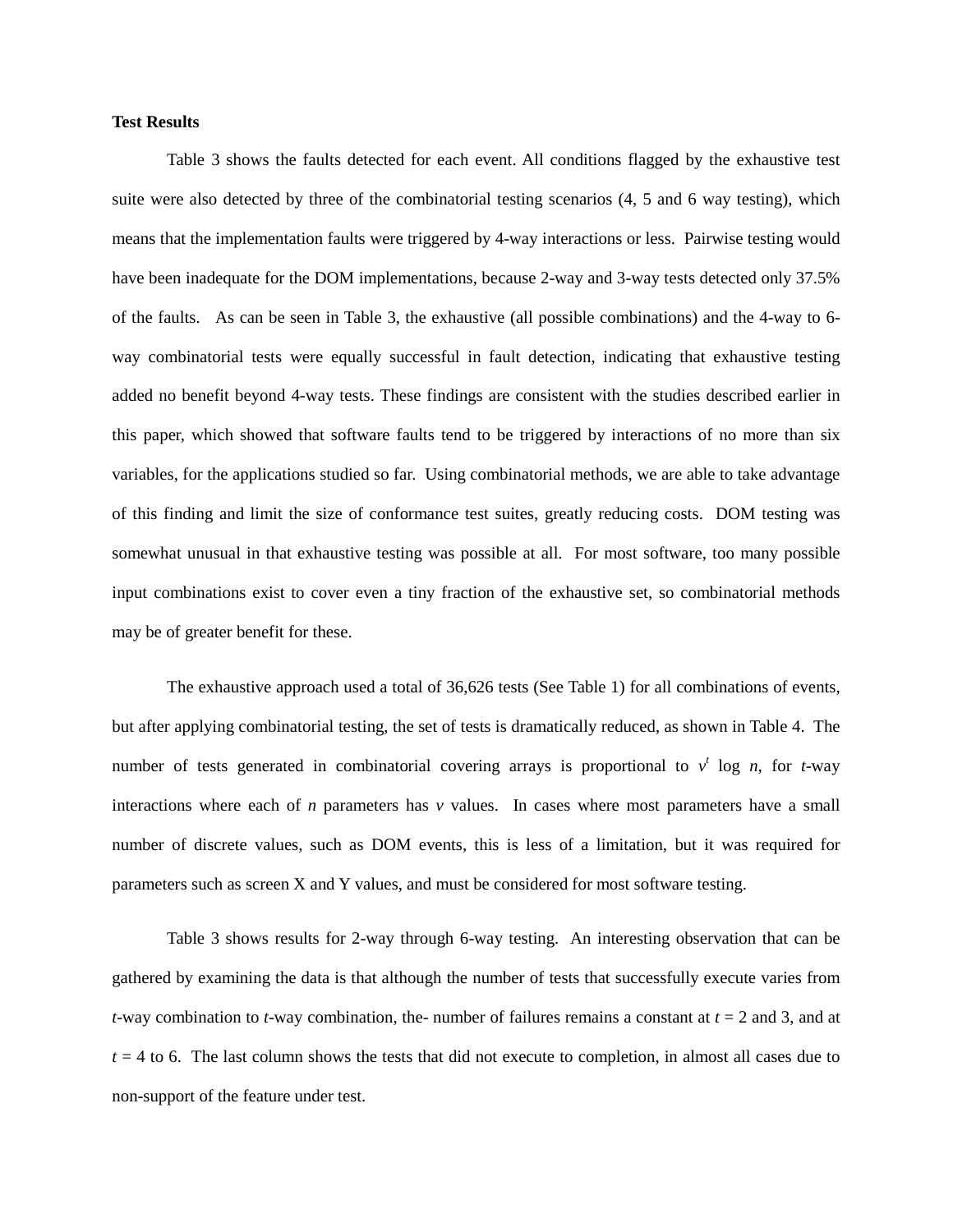**Test Results**

Table 3 shows the faults detected for each event. All conditions flagged by the exhaustive test suite were also detected by three of the combinatorial testing scenarios (4, 5 and 6 way testing), which means that the implementation faults were triggered by 4-way interactions or less. Pairwise testing would have been inadequate for the DOM implementations, because 2-way and 3-way tests detected only 37.5% of the faults. As can be seen in Table 3, the exhaustive (all possible combinations) and the 4-way to 6-way combinatorial tests were equally successful in fault detection, indicating that exhaustive testing added no benefit beyond 4-way tests. These findings are consistent with the studies described earlier in this paper, which showed that software faults tend to be triggered by interactions of no more than six variables, for the applications studied so far. Using combinatorial methods, we are able to take advantage of this finding and limit the size of conformance test suites, greatly reducing costs. DOM testing was somewhat unusual in that exhaustive testing was possible at all. For most software, too many possible input combinations exist to cover even a tiny fraction of the exhaustive set, so combinatorial methods may be of greater benefit for these.

The exhaustive approach used a total of 36,626 tests (See Table 1) for all combinations of events, but after applying combinatorial testing, the set of tests is dramatically reduced, as shown in Table 4. The number of tests generated in combinatorial covering arrays is proportional to $v^t \log n$, for $t$-way interactions where each of $n$ parameters has $v$ values. In cases where most parameters have a small number of discrete values, such as DOM events, this is less of a limitation, but it was required for parameters such as screen X and Y values, and must be considered for most software testing.

Table 3 shows results for 2-way through 6-way testing. An interesting observation that can be gathered by examining the data is that although the number of tests that successfully execute varies from $t$-way combination to $t$-way combination, the- number of failures remains a constant at $t = 2$ and 3, and at $t = 4$ to 6. The last column shows the tests that did not execute to completion, in almost all cases due to non-support of the feature under test.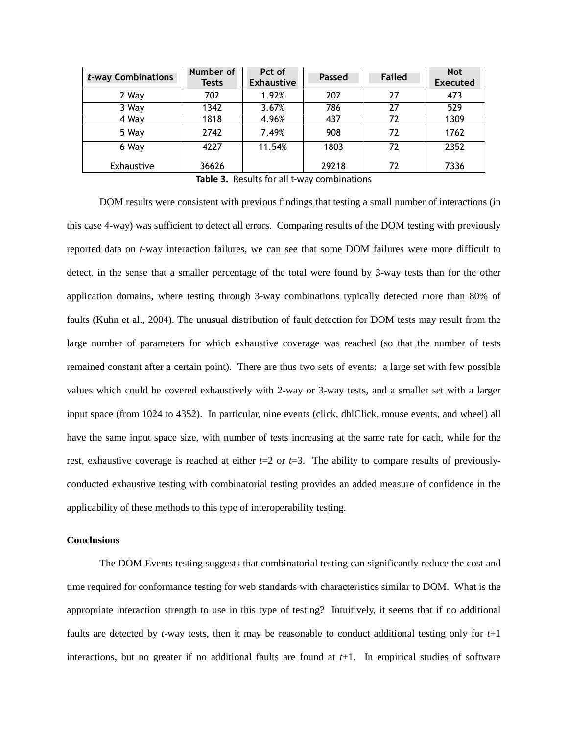| *t*-way Combinations | Number of Tests | Pct of Exhaustive | Passed | Failed | Not Executed |
|---|---|---|---|---|---|
| 2 Way | 702 | 1.92% | 202 | 27 | 473 |
| 3 Way | 1342 | 3.67% | 786 | 27 | 529 |
| 4 Way | 1818 | 4.96% | 437 | 72 | 1309 |
| 5 Way | 2742 | 7.49% | 908 | 72 | 1762 |
| 6 Way | 4227 | 11.54% | 1803 | 72 | 2352 |
| Exhaustive | 36626 | | 29218 | 72 | 7336 |

**Table 3.** Results for all t-way combinations

DOM results were consistent with previous findings that testing a small number of interactions (in this case 4-way) was sufficient to detect all errors. Comparing results of the DOM testing with previously reported data on *t*-way interaction failures, we can see that some DOM failures were more difficult to detect, in the sense that a smaller percentage of the total were found by 3-way tests than for the other application domains, where testing through 3-way combinations typically detected more than 80% of faults (Kuhn et al., 2004). The unusual distribution of fault detection for DOM tests may result from the large number of parameters for which exhaustive coverage was reached (so that the number of tests remained constant after a certain point). There are thus two sets of events: a large set with few possible values which could be covered exhaustively with 2-way or 3-way tests, and a smaller set with a larger input space (from 1024 to 4352). In particular, nine events (click, dblClick, mouse events, and wheel) all have the same input space size, with number of tests increasing at the same rate for each, while for the rest, exhaustive coverage is reached at either $t$=2 or $t$=3. The ability to compare results of previously-conducted exhaustive testing with combinatorial testing provides an added measure of confidence in the applicability of these methods to this type of interoperability testing.

**Conclusions**

The DOM Events testing suggests that combinatorial testing can significantly reduce the cost and time required for conformance testing for web standards with characteristics similar to DOM. What is the appropriate interaction strength to use in this type of testing? Intuitively, it seems that if no additional faults are detected by *t*-way tests, then it may be reasonable to conduct additional testing only for $t$+1 interactions, but no greater if no additional faults are found at $t$+1. In empirical studies of software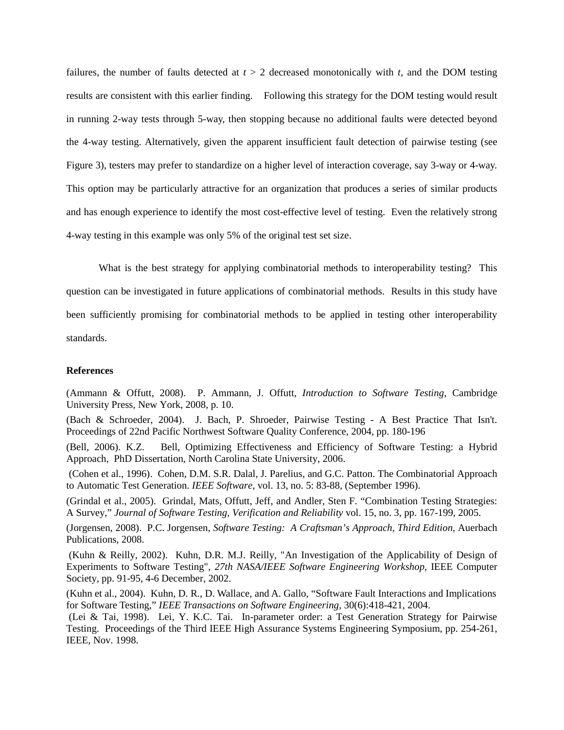failures, the number of faults detected at $t > 2$ decreased monotonically with $t$, and the DOM testing results are consistent with this earlier finding. Following this strategy for the DOM testing would result in running 2-way tests through 5-way, then stopping because no additional faults were detected beyond the 4-way testing. Alternatively, given the apparent insufficient fault detection of pairwise testing (see Figure 3), testers may prefer to standardize on a higher level of interaction coverage, say 3-way or 4-way. This option may be particularly attractive for an organization that produces a series of similar products and has enough experience to identify the most cost-effective level of testing. Even the relatively strong 4-way testing in this example was only 5% of the original test set size.

What is the best strategy for applying combinatorial methods to interoperability testing? This question can be investigated in future applications of combinatorial methods. Results in this study have been sufficiently promising for combinatorial methods to be applied in testing other interoperability standards.

**References**

(Ammann & Offutt, 2008). P. Ammann, J. Offutt, *Introduction to Software Testing*, Cambridge University Press, New York, 2008, p. 10.

(Bach & Schroeder, 2004). J. Bach, P. Shroeder, Pairwise Testing - A Best Practice That Isn't. Proceedings of 22nd Pacific Northwest Software Quality Conference, 2004, pp. 180-196

(Bell, 2006). K.Z. Bell, Optimizing Effectiveness and Efficiency of Software Testing: a Hybrid Approach, PhD Dissertation, North Carolina State University, 2006.

(Cohen et al., 1996). Cohen, D.M. S.R. Dalal, J. Parelius, and G.C. Patton. The Combinatorial Approach to Automatic Test Generation. *IEEE Software*, vol. 13, no. 5: 83-88, (September 1996).

(Grindal et al., 2005). Grindal, Mats, Offutt, Jeff, and Andler, Sten F. "Combination Testing Strategies: A Survey," *Journal of Software Testing, Verification and Reliability* vol. 15, no. 3, pp. 167-199, 2005.

(Jorgensen, 2008). P.C. Jorgensen, *Software Testing: A Craftsman's Approach, Third Edition*, Auerbach Publications, 2008.

(Kuhn & Reilly, 2002). Kuhn, D.R. M.J. Reilly, "An Investigation of the Applicability of Design of Experiments to Software Testing", *27th NASA/IEEE Software Engineering Workshop*, IEEE Computer Society, pp. 91-95, 4-6 December, 2002.

(Kuhn et al., 2004). Kuhn, D. R., D. Wallace, and A. Gallo, "Software Fault Interactions and Implications for Software Testing," *IEEE Transactions on Software Engineering*, 30(6):418-421, 2004.

(Lei & Tai, 1998). Lei, Y. K.C. Tai. In-parameter order: a Test Generation Strategy for Pairwise Testing. Proceedings of the Third IEEE High Assurance Systems Engineering Symposium, pp. 254-261, IEEE, Nov. 1998.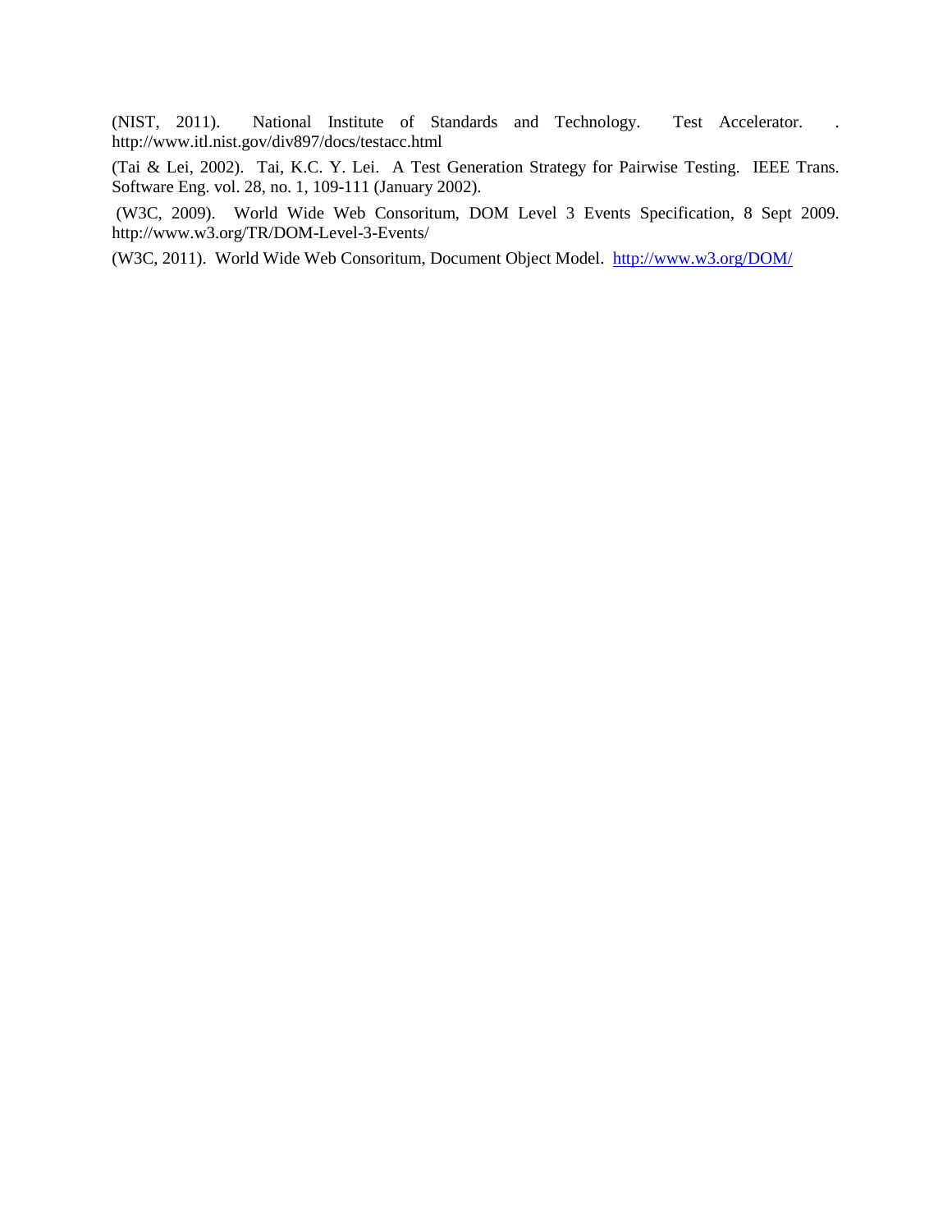(NIST, 2011). National Institute of Standards and Technology. Test Accelerator. . http://www.itl.nist.gov/div897/docs/testacc.html

(Tai & Lei, 2002). Tai, K.C. Y. Lei. A Test Generation Strategy for Pairwise Testing. IEEE Trans. Software Eng. vol. 28, no. 1, 109-111 (January 2002).

(W3C, 2009). World Wide Web Consoritum, DOM Level 3 Events Specification, 8 Sept 2009. http://www.w3.org/TR/DOM-Level-3-Events/

(W3C, 2011). World Wide Web Consoritum, Document Object Model. http://www.w3.org/DOM/